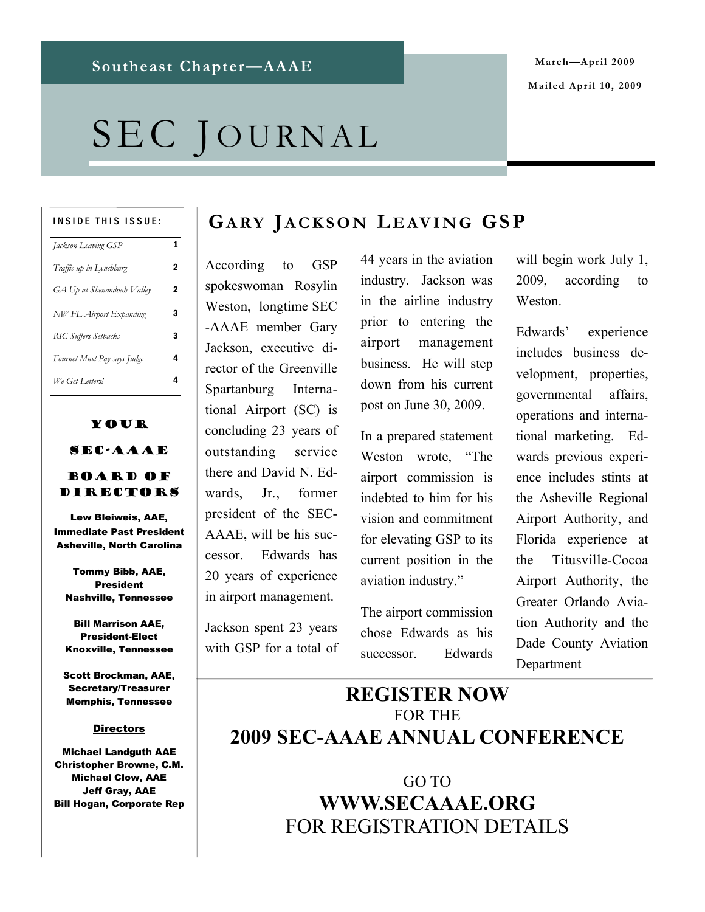Southeast Chapter—AAAE

March—April 2009

Mailed April 10, 2009

# SEC JOURNAL

**INSIDE THIS ISSUE:**

| | |
|---|---|
| *Jackson Leaving GSP* | 1 |
| *Traffic up in Lynchburg* | 2 |
| *GA Up at Shenandoah Valley* | 2 |
| *NW FL Airport Expanding* | 3 |
| *RIC Suffers Setbacks* | 3 |
| *Fournet Must Pay says Judge* | 4 |
| *We Get Letters!* | 4 |

## GARY JACKSON LEAVING GSP

According to GSP spokeswoman Rosylin Weston, longtime SEC-AAAE member Gary Jackson, executive director of the Greenville Spartanburg International Airport (SC) is concluding 23 years of outstanding service there and David N. Edwards, Jr., former president of the SEC-AAAE, will be his successor. Edwards has 20 years of experience in airport management.

Jackson spent 23 years with GSP for a total of 44 years in the aviation industry. Jackson was in the airline industry prior to entering the airport management business. He will step down from his current post on June 30, 2009.

In a prepared statement Weston wrote, "The airport commission is indebted to him for his vision and commitment for elevating GSP to its current position in the aviation industry."

The airport commission chose Edwards as his successor. Edwards will begin work July 1, 2009, according to Weston.

Edwards' experience includes business development, properties, governmental affairs, operations and international marketing. Edwards previous experience includes stints at the Asheville Regional Airport Authority, and Florida experience at the Titusville-Cocoa Airport Authority, the Greater Orlando Aviation Authority and the Dade County Aviation Department

**REGISTER NOW**

FOR THE

**2009 SEC-AAAE ANNUAL CONFERENCE**

GO TO

**WWW.SECAAAE.ORG**

FOR REGISTRATION DETAILS

## YOUR SEC-AAAE BOARD OF DIRECTORS

**Lew Bleiweis, AAE,**
**Immediate Past President**
**Asheville, North Carolina**

**Tommy Bibb, AAE,**
**President**
**Nashville, Tennessee**

**Bill Marrison AAE,**
**President-Elect**
**Knoxville, Tennessee**

**Scott Brockman, AAE,**
**Secretary/Treasurer**
**Memphis, Tennessee**

**Directors**

**Michael Landguth AAE**
**Christopher Browne, C.M.**
**Michael Clow, AAE**
**Jeff Gray, AAE**
**Bill Hogan, Corporate Rep**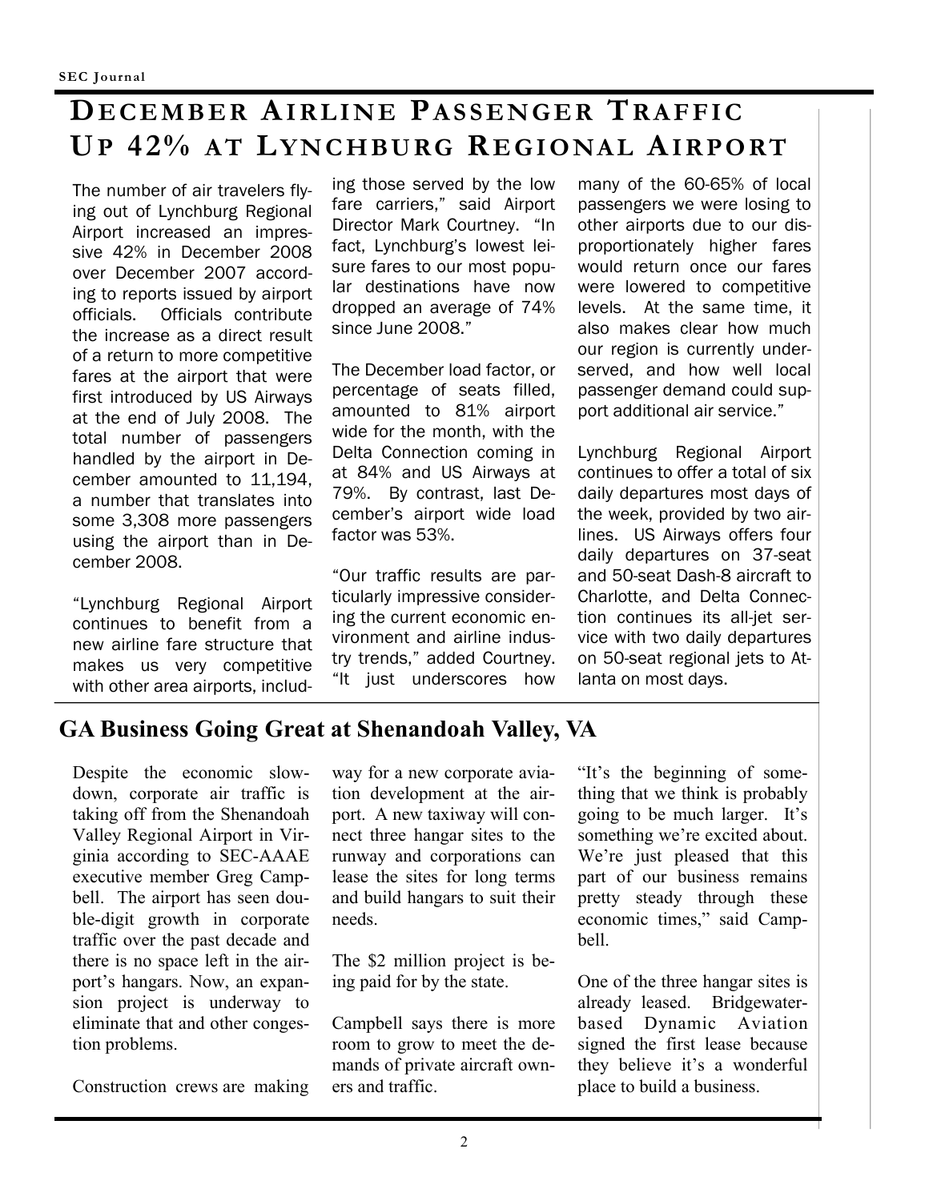# December Airline Passenger Traffic Up 42% at Lynchburg Regional Airport

The number of air travelers flying out of Lynchburg Regional Airport increased an impressive 42% in December 2008 over December 2007 according to reports issued by airport officials. Officials contribute the increase as a direct result of a return to more competitive fares at the airport that were first introduced by US Airways at the end of July 2008. The total number of passengers handled by the airport in December amounted to 11,194, a number that translates into some 3,308 more passengers using the airport than in December 2008.

"Lynchburg Regional Airport continues to benefit from a new airline fare structure that makes us very competitive with other area airports, including those served by the low fare carriers," said Airport Director Mark Courtney. "In fact, Lynchburg's lowest leisure fares to our most popular destinations have now dropped an average of 74% since June 2008."

The December load factor, or percentage of seats filled, amounted to 81% airport wide for the month, with the Delta Connection coming in at 84% and US Airways at 79%. By contrast, last December's airport wide load factor was 53%.

"Our traffic results are particularly impressive considering the current economic environment and airline industry trends," added Courtney. "It just underscores how many of the 60-65% of local passengers we were losing to other airports due to our disproportionately higher fares would return once our fares were lowered to competitive levels. At the same time, it also makes clear how much our region is currently underserved, and how well local passenger demand could support additional air service."

Lynchburg Regional Airport continues to offer a total of six daily departures most days of the week, provided by two airlines. US Airways offers four daily departures on 37-seat and 50-seat Dash-8 aircraft to Charlotte, and Delta Connection continues its all-jet service with two daily departures on 50-seat regional jets to Atlanta on most days.

## GA Business Going Great at Shenandoah Valley, VA

Despite the economic slowdown, corporate air traffic is taking off from the Shenandoah Valley Regional Airport in Virginia according to SEC-AAAE executive member Greg Campbell. The airport has seen double-digit growth in corporate traffic over the past decade and there is no space left in the airport's hangars. Now, an expansion project is underway to eliminate that and other congestion problems.

Construction crews are making way for a new corporate aviation development at the airport. A new taxiway will connect three hangar sites to the runway and corporations can lease the sites for long terms and build hangars to suit their needs.

The $2 million project is being paid for by the state.

Campbell says there is more room to grow to meet the demands of private aircraft owners and traffic.

"It's the beginning of something that we think is probably going to be much larger. It's something we're excited about. We're just pleased that this part of our business remains pretty steady through these economic times," said Campbell.

One of the three hangar sites is already leased. Bridgewater-based Dynamic Aviation signed the first lease because they believe it's a wonderful place to build a business.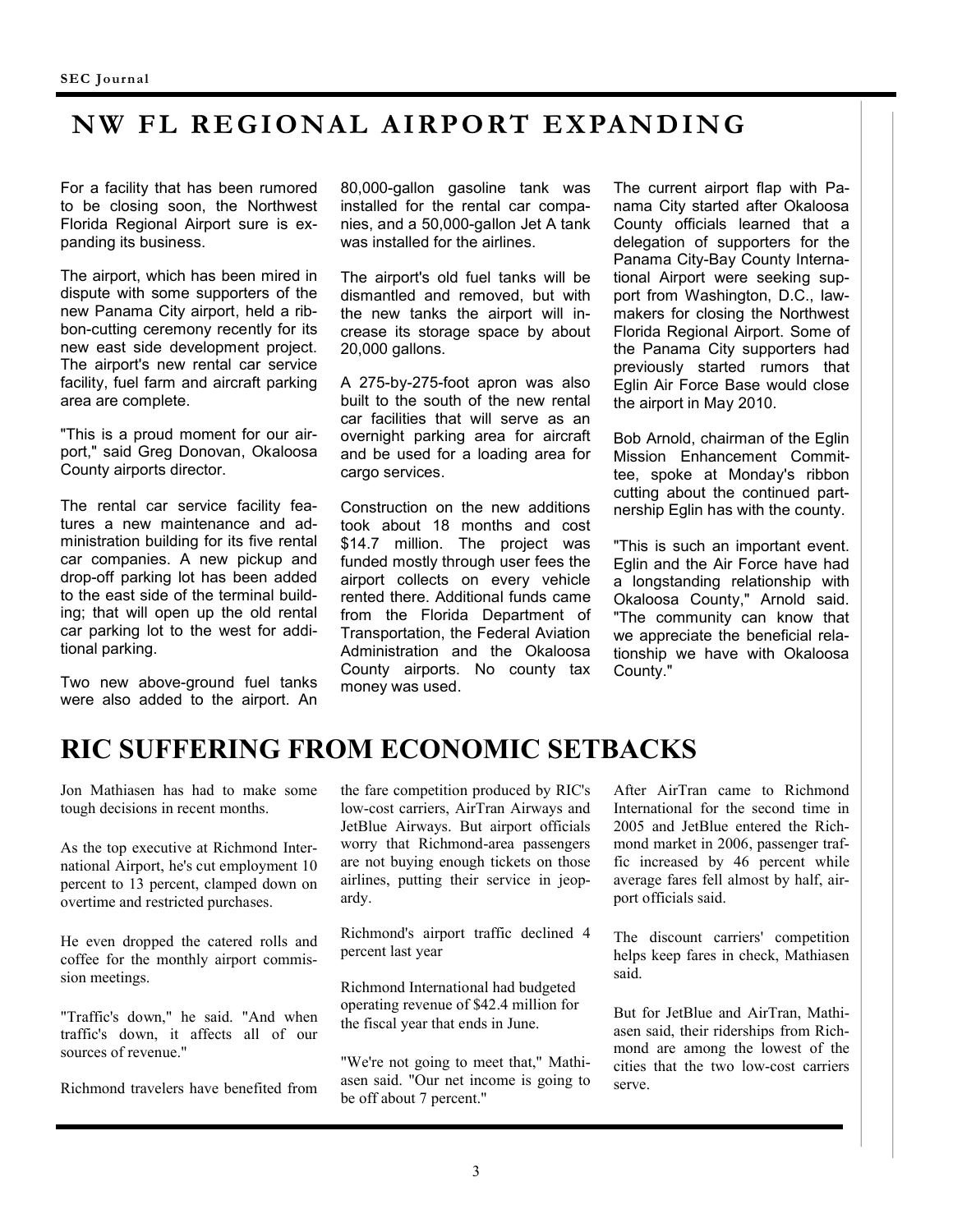# NW FL REGIONAL AIRPORT EXPANDING

For a facility that has been rumored to be closing soon, the Northwest Florida Regional Airport sure is expanding its business.

The airport, which has been mired in dispute with some supporters of the new Panama City airport, held a ribbon-cutting ceremony recently for its new east side development project. The airport's new rental car service facility, fuel farm and aircraft parking area are complete.

"This is a proud moment for our airport," said Greg Donovan, Okaloosa County airports director.

The rental car service facility features a new maintenance and administration building for its five rental car companies. A new pickup and drop-off parking lot has been added to the east side of the terminal building; that will open up the old rental car parking lot to the west for additional parking.

Two new above-ground fuel tanks were also added to the airport. An 80,000-gallon gasoline tank was installed for the rental car companies, and a 50,000-gallon Jet A tank was installed for the airlines.

The airport's old fuel tanks will be dismantled and removed, but with the new tanks the airport will increase its storage space by about 20,000 gallons.

A 275-by-275-foot apron was also built to the south of the new rental car facilities that will serve as an overnight parking area for aircraft and be used for a loading area for cargo services.

Construction on the new additions took about 18 months and cost $14.7 million. The project was funded mostly through user fees the airport collects on every vehicle rented there. Additional funds came from the Florida Department of Transportation, the Federal Aviation Administration and the Okaloosa County airports. No county tax money was used.

The current airport flap with Panama City started after Okaloosa County officials learned that a delegation of supporters for the Panama City-Bay County International Airport were seeking support from Washington, D.C., lawmakers for closing the Northwest Florida Regional Airport. Some of the Panama City supporters had previously started rumors that Eglin Air Force Base would close the airport in May 2010.

Bob Arnold, chairman of the Eglin Mission Enhancement Committee, spoke at Monday's ribbon cutting about the continued partnership Eglin has with the county.

"This is such an important event. Eglin and the Air Force have had a longstanding relationship with Okaloosa County," Arnold said. "The community can know that we appreciate the beneficial relationship we have with Okaloosa County."

# RIC SUFFERING FROM ECONOMIC SETBACKS

Jon Mathiasen has had to make some tough decisions in recent months.

As the top executive at Richmond International Airport, he's cut employment 10 percent to 13 percent, clamped down on overtime and restricted purchases.

He even dropped the catered rolls and coffee for the monthly airport commission meetings.

"Traffic's down," he said. "And when traffic's down, it affects all of our sources of revenue."

Richmond travelers have benefited from the fare competition produced by RIC's low-cost carriers, AirTran Airways and JetBlue Airways. But airport officials worry that Richmond-area passengers are not buying enough tickets on those airlines, putting their service in jeopardy.

Richmond's airport traffic declined 4 percent last year

Richmond International had budgeted operating revenue of $42.4 million for the fiscal year that ends in June.

"We're not going to meet that," Mathiasen said. "Our net income is going to be off about 7 percent."

After AirTran came to Richmond International for the second time in 2005 and JetBlue entered the Richmond market in 2006, passenger traffic increased by 46 percent while average fares fell almost by half, airport officials said.

The discount carriers' competition helps keep fares in check, Mathiasen said.

But for JetBlue and AirTran, Mathiasen said, their riderships from Richmond are among the lowest of the cities that the two low-cost carriers serve.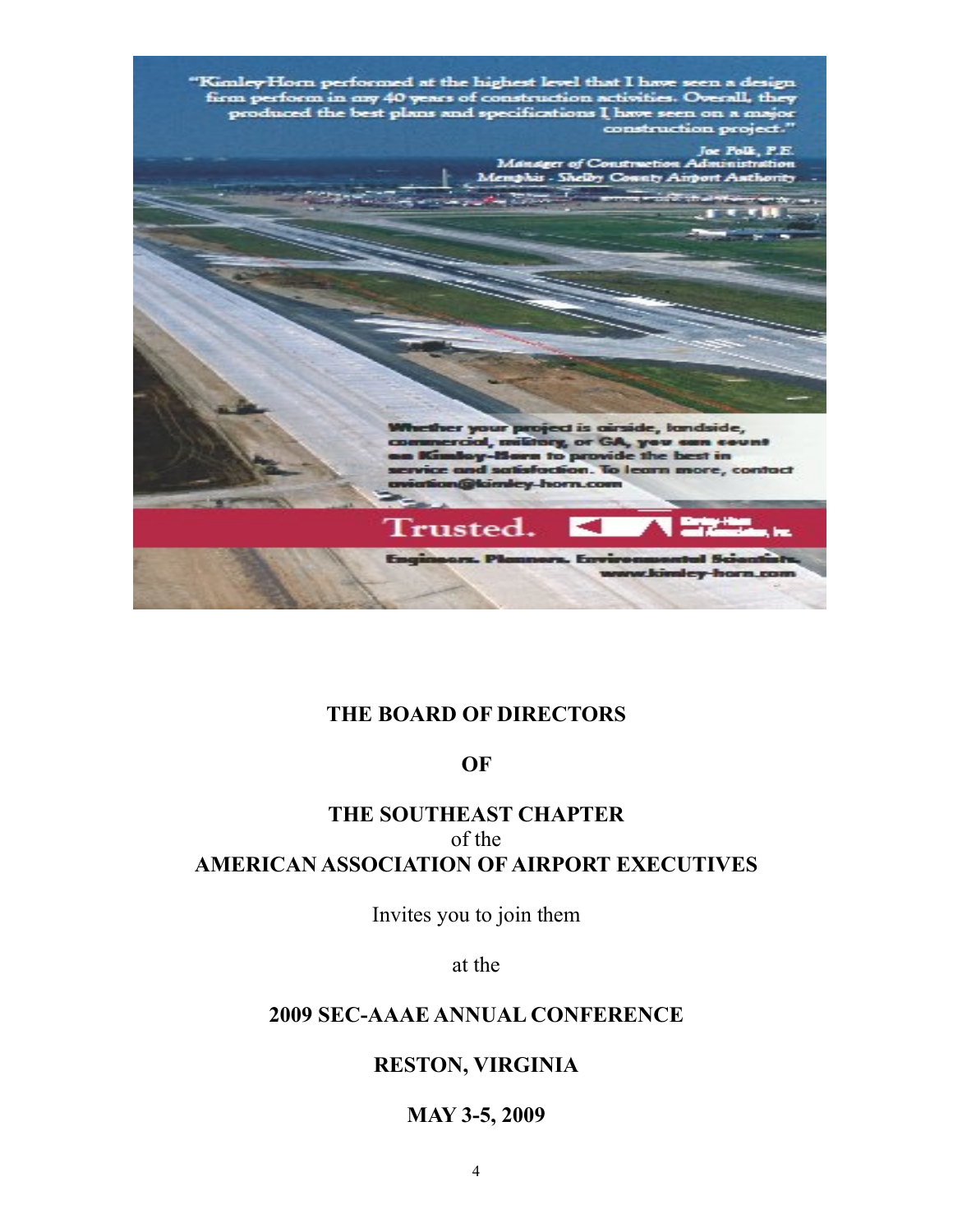"Kimley-Horn performed at the highest level that I have seen a design firm perform in my 40 years of construction activities. Overall, they produced the best plans and specifications I have seen on a major construction project."

*Joe Polk, P.E.*
*Manager of Construction Administration*
*Memphis - Shelby County Airport Authority*

Whether your project is airside, landside, commercial, military, or GA, you can count on Kimley-Horn to provide the best in service and satisfaction. To learn more, contact aviation@kimley-horn.com

Trusted. Kimley-Horn and Associates, Inc.

Engineers. Planners. Environmental Scientists.
www.kimley-horn.com

**THE BOARD OF DIRECTORS**

**OF**

**THE SOUTHEAST CHAPTER**
of the
**AMERICAN ASSOCIATION OF AIRPORT EXECUTIVES**

Invites you to join them

at the

**2009 SEC-AAAE ANNUAL CONFERENCE**

**RESTON, VIRGINIA**

**MAY 3-5, 2009**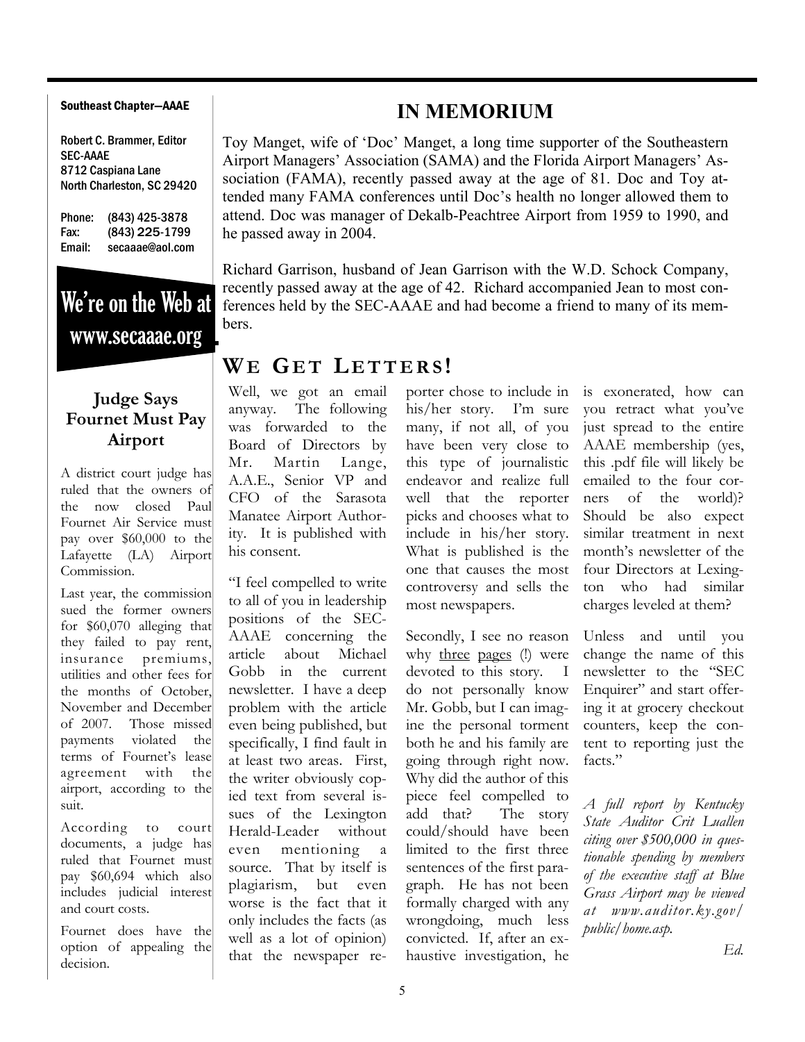**Southeast Chapter—AAAE**

Robert C. Brammer, Editor
SEC-AAAE
8712 Caspiana Lane
North Charleston, SC 29420

Phone: (843) 425-3878
Fax: (843) 225-1799
Email: secaaae@aol.com

**We're on the Web at www.secaaae.org**

### Judge Says Fournet Must Pay Airport

A district court judge has ruled that the owners of the now closed Paul Fournet Air Service must pay over $60,000 to the Lafayette (LA) Airport Commission.

Last year, the commission sued the former owners for $60,070 alleging that they failed to pay rent, insurance premiums, utilities and other fees for the months of October, November and December of 2007. Those missed payments violated the terms of Fournet's lease agreement with the airport, according to the suit.

According to court documents, a judge has ruled that Fournet must pay $60,694 which also includes judicial interest and court costs.

Fournet does have the option of appealing the decision.

## IN MEMORIUM

Toy Manget, wife of 'Doc' Manget, a long time supporter of the Southeastern Airport Managers' Association (SAMA) and the Florida Airport Managers' Association (FAMA), recently passed away at the age of 81. Doc and Toy attended many FAMA conferences until Doc's health no longer allowed them to attend. Doc was manager of Dekalb-Peachtree Airport from 1959 to 1990, and he passed away in 2004.

Richard Garrison, husband of Jean Garrison with the W.D. Schock Company, recently passed away at the age of 42. Richard accompanied Jean to most conferences held by the SEC-AAAE and had become a friend to many of its members.

## WE GET LETTERS!

Well, we got an email anyway. The following was forwarded to the Board of Directors by Mr. Martin Lange, A.A.E., Senior VP and CFO of the Sarasota Manatee Airport Authority. It is published with his consent.

"I feel compelled to write to all of you in leadership positions of the SEC-AAAE concerning the article about Michael Gobb in the current newsletter. I have a deep problem with the article even being published, but specifically, I find fault in at least two areas. First, the writer obviously copied text from several issues of the Lexington Herald-Leader without even mentioning a source. That by itself is plagiarism, but even worse is the fact that it only includes the facts (as well as a lot of opinion) that the newspaper reporter chose to include in his/her story. I'm sure many, if not all, of you have been very close to this type of journalistic endeavor and realize full well that the reporter picks and chooses what to include in his/her story. What is published is the one that causes the most controversy and sells the most newspapers.

Secondly, I see no reason why three pages (!) were devoted to this story. I do not personally know Mr. Gobb, but I can imagine the personal torment both he and his family are going through right now. Why did the author of this piece feel compelled to add that? The story could/should have been limited to the first three sentences of the first paragraph. He has not been formally charged with any wrongdoing, much less convicted. If, after an exhaustive investigation, he is exonerated, how can you retract what you've just spread to the entire AAAE membership (yes, this .pdf file will likely be emailed to the four corners of the world)? Should be also expect similar treatment in next month's newsletter of the four Directors at Lexington who had similar charges leveled at them?

Unless and until you change the name of this newsletter to the "SEC Enquirer" and start offering it at grocery checkout counters, keep the content to reporting just the facts."

*A full report by Kentucky State Auditor Crit Luallen citing over $500,000 in questionable spending by members of the executive staff at Blue Grass Airport may be viewed at www.auditor.ky.gov/public/home.asp.*

*Ed.*